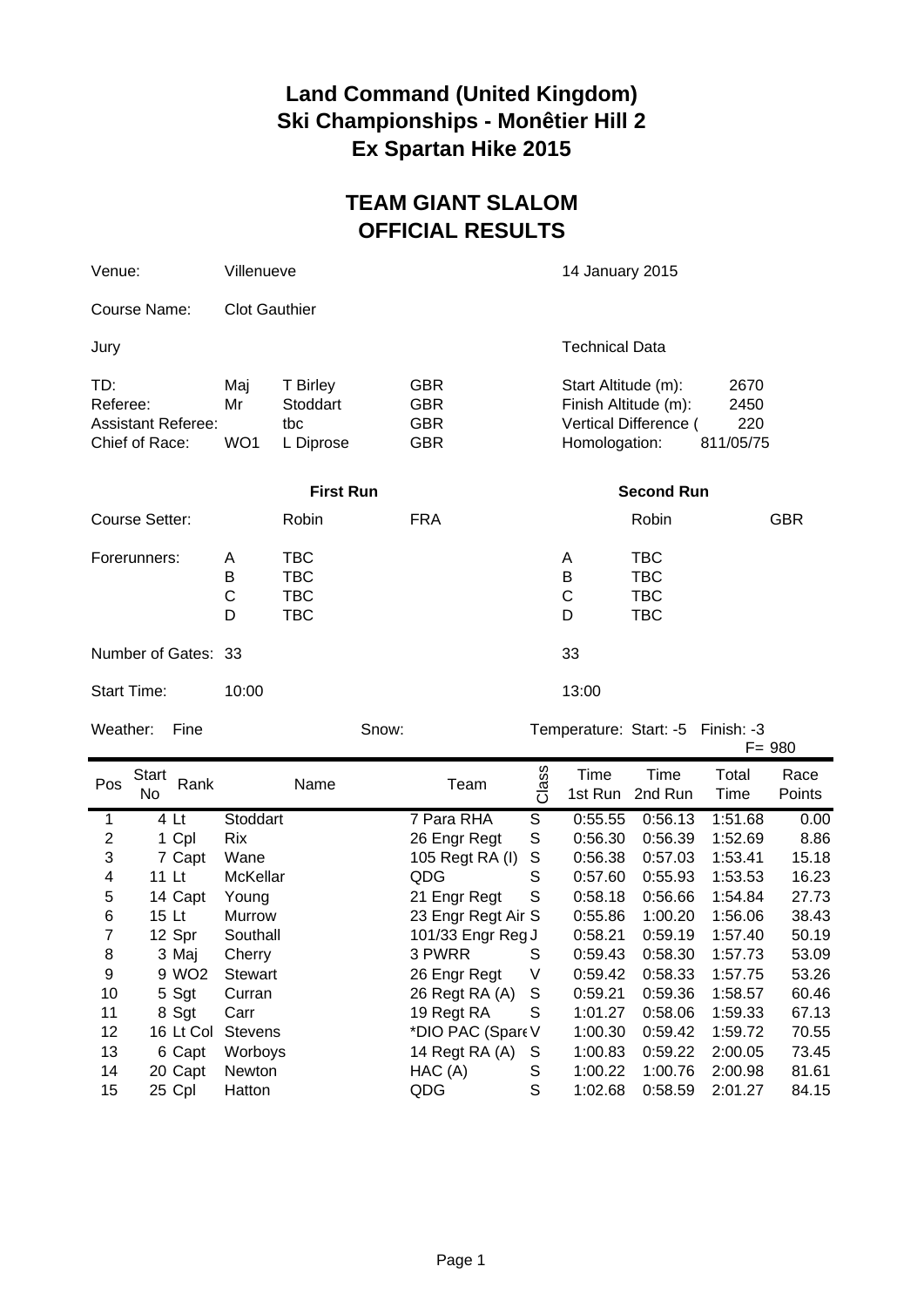# Land Command (United Kingdom)
# Ski Championships - Monêtier Hill 2
# Ex Spartan Hike 2015

## TEAM GIANT SLALOM
## OFFICIAL RESULTS

Venue: Villenueve

14 January 2015

Course Name: Clot Gauthier

Jury

| | | | |
|---|---|---|---|
| TD: | Maj | T Birley | GBR |
| Referee: | Mr | Stoddart | GBR |
| Assistant Referee: | | tbc | GBR |
| Chief of Race: | WO1 | L Diprose | GBR |

Technical Data

| | |
|---|---|
| Start Altitude (m): | 2670 |
| Finish Altitude (m): | 2450 |
| Vertical Difference ( | 220 |
| Homologation: | 811/05/75 |

| | | First Run | | | Second Run | |
|---|---|---|---|---|---|---|
| Course Setter: | | Robin | FRA | | Robin | GBR |
| Forerunners: | A | TBC | | A | TBC | |
| | B | TBC | | B | TBC | |
| | C | TBC | | C | TBC | |
| | D | TBC | | D | TBC | |
| Number of Gates: | 33 | | | 33 | | |
| Start Time: | 10:00 | | | 13:00 | | |

Weather: Fine

Snow:

Temperature: Start: -5 Finish: -3

F= 980

| Pos | Start No | Rank | Name | Team | Class | Time 1st Run | Time 2nd Run | Total Time | Race Points |
|---|---|---|---|---|---|---|---|---|---|
| 1 | 4 | Lt | Stoddart | 7 Para RHA | S | 0:55.55 | 0:56.13 | 1:51.68 | 0.00 |
| 2 | 1 | Cpl | Rix | 26 Engr Regt | S | 0:56.30 | 0:56.39 | 1:52.69 | 8.86 |
| 3 | 7 | Capt | Wane | 105 Regt RA (I) | S | 0:56.38 | 0:57.03 | 1:53.41 | 15.18 |
| 4 | 11 | Lt | McKellar | QDG | S | 0:57.60 | 0:55.93 | 1:53.53 | 16.23 |
| 5 | 14 | Capt | Young | 21 Engr Regt | S | 0:58.18 | 0:56.66 | 1:54.84 | 27.73 |
| 6 | 15 | Lt | Murrow | 23 Engr Regt Air | S | 0:55.86 | 1:00.20 | 1:56.06 | 38.43 |
| 7 | 12 | Spr | Southall | 101/33 Engr Reg | J | 0:58.21 | 0:59.19 | 1:57.40 | 50.19 |
| 8 | 3 | Maj | Cherry | 3 PWRR | S | 0:59.43 | 0:58.30 | 1:57.73 | 53.09 |
| 9 | 9 | WO2 | Stewart | 26 Engr Regt | V | 0:59.42 | 0:58.33 | 1:57.75 | 53.26 |
| 10 | 5 | Sgt | Curran | 26 Regt RA (A) | S | 0:59.21 | 0:59.36 | 1:58.57 | 60.46 |
| 11 | 8 | Sgt | Carr | 19 Regt RA | S | 1:01.27 | 0:58.06 | 1:59.33 | 67.13 |
| 12 | 16 | Lt Col | Stevens | *DIO PAC (Spare | V | 1:00.30 | 0:59.42 | 1:59.72 | 70.55 |
| 13 | 6 | Capt | Worboys | 14 Regt RA (A) | S | 1:00.83 | 0:59.22 | 2:00.05 | 73.45 |
| 14 | 20 | Capt | Newton | HAC (A) | S | 1:00.22 | 1:00.76 | 2:00.98 | 81.61 |
| 15 | 25 | Cpl | Hatton | QDG | S | 1:02.68 | 0:58.59 | 2:01.27 | 84.15 |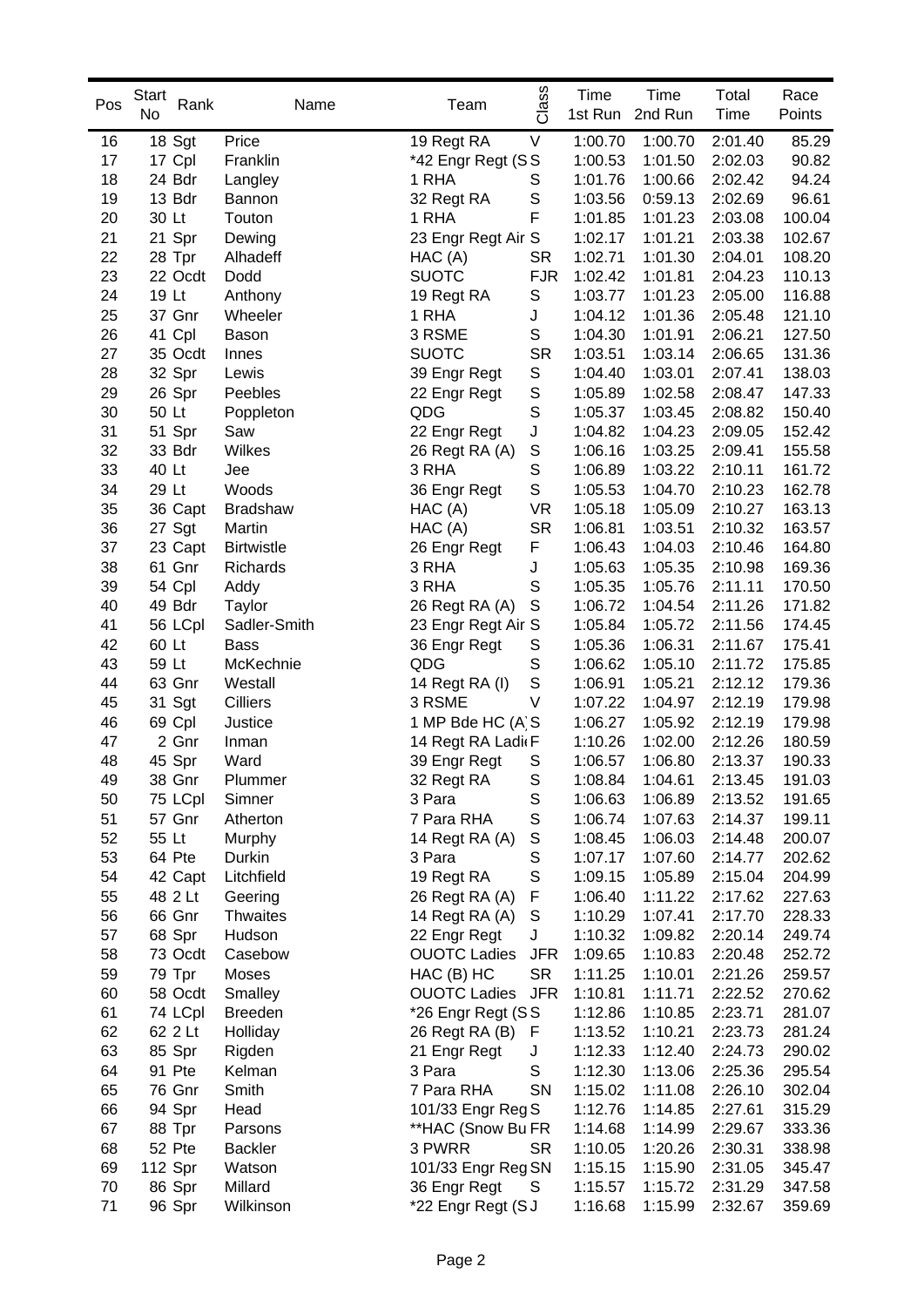| Pos | Start No | Rank | Name | Team | Class | Time 1st Run | Time 2nd Run | Total Time | Race Points |
|---|---|---|---|---|---|---|---|---|---|
| 16 | 18 | Sgt | Price | 19 Regt RA | V | 1:00.70 | 1:00.70 | 2:01.40 | 85.29 |
| 17 | 17 | Cpl | Franklin | *42 Engr Regt (S | S | 1:00.53 | 1:01.50 | 2:02.03 | 90.82 |
| 18 | 24 | Bdr | Langley | 1 RHA | S | 1:01.76 | 1:00.66 | 2:02.42 | 94.24 |
| 19 | 13 | Bdr | Bannon | 32 Regt RA | S | 1:03.56 | 0:59.13 | 2:02.69 | 96.61 |
| 20 | 30 | Lt | Touton | 1 RHA | F | 1:01.85 | 1:01.23 | 2:03.08 | 100.04 |
| 21 | 21 | Spr | Dewing | 23 Engr Regt Air | S | 1:02.17 | 1:01.21 | 2:03.38 | 102.67 |
| 22 | 28 | Tpr | Alhadeff | HAC (A) | SR | 1:02.71 | 1:01.30 | 2:04.01 | 108.20 |
| 23 | 22 | Ocdt | Dodd | SUOTC | FJR | 1:02.42 | 1:01.81 | 2:04.23 | 110.13 |
| 24 | 19 | Lt | Anthony | 19 Regt RA | S | 1:03.77 | 1:01.23 | 2:05.00 | 116.88 |
| 25 | 37 | Gnr | Wheeler | 1 RHA | J | 1:04.12 | 1:01.36 | 2:05.48 | 121.10 |
| 26 | 41 | Cpl | Bason | 3 RSME | S | 1:04.30 | 1:01.91 | 2:06.21 | 127.50 |
| 27 | 35 | Ocdt | Innes | SUOTC | SR | 1:03.51 | 1:03.14 | 2:06.65 | 131.36 |
| 28 | 32 | Spr | Lewis | 39 Engr Regt | S | 1:04.40 | 1:03.01 | 2:07.41 | 138.03 |
| 29 | 26 | Spr | Peebles | 22 Engr Regt | S | 1:05.89 | 1:02.58 | 2:08.47 | 147.33 |
| 30 | 50 | Lt | Poppleton | QDG | S | 1:05.37 | 1:03.45 | 2:08.82 | 150.40 |
| 31 | 51 | Spr | Saw | 22 Engr Regt | J | 1:04.82 | 1:04.23 | 2:09.05 | 152.42 |
| 32 | 33 | Bdr | Wilkes | 26 Regt RA (A) | S | 1:06.16 | 1:03.25 | 2:09.41 | 155.58 |
| 33 | 40 | Lt | Jee | 3 RHA | S | 1:06.89 | 1:03.22 | 2:10.11 | 161.72 |
| 34 | 29 | Lt | Woods | 36 Engr Regt | S | 1:05.53 | 1:04.70 | 2:10.23 | 162.78 |
| 35 | 36 | Capt | Bradshaw | HAC (A) | VR | 1:05.18 | 1:05.09 | 2:10.27 | 163.13 |
| 36 | 27 | Sgt | Martin | HAC (A) | SR | 1:06.81 | 1:03.51 | 2:10.32 | 163.57 |
| 37 | 23 | Capt | Birtwistle | 26 Engr Regt | F | 1:06.43 | 1:04.03 | 2:10.46 | 164.80 |
| 38 | 61 | Gnr | Richards | 3 RHA | J | 1:05.63 | 1:05.35 | 2:10.98 | 169.36 |
| 39 | 54 | Cpl | Addy | 3 RHA | S | 1:05.35 | 1:05.76 | 2:11.11 | 170.50 |
| 40 | 49 | Bdr | Taylor | 26 Regt RA (A) | S | 1:06.72 | 1:04.54 | 2:11.26 | 171.82 |
| 41 | 56 | LCpl | Sadler-Smith | 23 Engr Regt Air | S | 1:05.84 | 1:05.72 | 2:11.56 | 174.45 |
| 42 | 60 | Lt | Bass | 36 Engr Regt | S | 1:05.36 | 1:06.31 | 2:11.67 | 175.41 |
| 43 | 59 | Lt | McKechnie | QDG | S | 1:06.62 | 1:05.10 | 2:11.72 | 175.85 |
| 44 | 63 | Gnr | Westall | 14 Regt RA (I) | S | 1:06.91 | 1:05.21 | 2:12.12 | 179.36 |
| 45 | 31 | Sgt | Cilliers | 3 RSME | V | 1:07.22 | 1:04.97 | 2:12.19 | 179.98 |
| 46 | 69 | Cpl | Justice | 1 MP Bde HC (A) | S | 1:06.27 | 1:05.92 | 2:12.19 | 179.98 |
| 47 | 2 | Gnr | Inman | 14 Regt RA Ladi | F | 1:10.26 | 1:02.00 | 2:12.26 | 180.59 |
| 48 | 45 | Spr | Ward | 39 Engr Regt | S | 1:06.57 | 1:06.80 | 2:13.37 | 190.33 |
| 49 | 38 | Gnr | Plummer | 32 Regt RA | S | 1:08.84 | 1:04.61 | 2:13.45 | 191.03 |
| 50 | 75 | LCpl | Simner | 3 Para | S | 1:06.63 | 1:06.89 | 2:13.52 | 191.65 |
| 51 | 57 | Gnr | Atherton | 7 Para RHA | S | 1:06.74 | 1:07.63 | 2:14.37 | 199.11 |
| 52 | 55 | Lt | Murphy | 14 Regt RA (A) | S | 1:08.45 | 1:06.03 | 2:14.48 | 200.07 |
| 53 | 64 | Pte | Durkin | 3 Para | S | 1:07.17 | 1:07.60 | 2:14.77 | 202.62 |
| 54 | 42 | Capt | Litchfield | 19 Regt RA | S | 1:09.15 | 1:05.89 | 2:15.04 | 204.99 |
| 55 | 48 | 2 Lt | Geering | 26 Regt RA (A) | F | 1:06.40 | 1:11.22 | 2:17.62 | 227.63 |
| 56 | 66 | Gnr | Thwaites | 14 Regt RA (A) | S | 1:10.29 | 1:07.41 | 2:17.70 | 228.33 |
| 57 | 68 | Spr | Hudson | 22 Engr Regt | J | 1:10.32 | 1:09.82 | 2:20.14 | 249.74 |
| 58 | 73 | Ocdt | Casebow | OUOTC Ladies | JFR | 1:09.65 | 1:10.83 | 2:20.48 | 252.72 |
| 59 | 79 | Tpr | Moses | HAC (B) HC | SR | 1:11.25 | 1:10.01 | 2:21.26 | 259.57 |
| 60 | 58 | Ocdt | Smalley | OUOTC Ladies | JFR | 1:10.81 | 1:11.71 | 2:22.52 | 270.62 |
| 61 | 74 | LCpl | Breeden | *26 Engr Regt (S | S | 1:12.86 | 1:10.85 | 2:23.71 | 281.07 |
| 62 | 62 | 2 Lt | Holliday | 26 Regt RA (B) | F | 1:13.52 | 1:10.21 | 2:23.73 | 281.24 |
| 63 | 85 | Spr | Rigden | 21 Engr Regt | J | 1:12.33 | 1:12.40 | 2:24.73 | 290.02 |
| 64 | 91 | Pte | Kelman | 3 Para | S | 1:12.30 | 1:13.06 | 2:25.36 | 295.54 |
| 65 | 76 | Gnr | Smith | 7 Para RHA | SN | 1:15.02 | 1:11.08 | 2:26.10 | 302.04 |
| 66 | 94 | Spr | Head | 101/33 Engr Reg | S | 1:12.76 | 1:14.85 | 2:27.61 | 315.29 |
| 67 | 88 | Tpr | Parsons | **HAC (Snow Bu | FR | 1:14.68 | 1:14.99 | 2:29.67 | 333.36 |
| 68 | 52 | Pte | Backler | 3 PWRR | SR | 1:10.05 | 1:20.26 | 2:30.31 | 338.98 |
| 69 | 112 | Spr | Watson | 101/33 Engr Reg | SN | 1:15.15 | 1:15.90 | 2:31.05 | 345.47 |
| 70 | 86 | Spr | Millard | 36 Engr Regt | S | 1:15.57 | 1:15.72 | 2:31.29 | 347.58 |
| 71 | 96 | Spr | Wilkinson | *22 Engr Regt (S | J | 1:16.68 | 1:15.99 | 2:32.67 | 359.69 |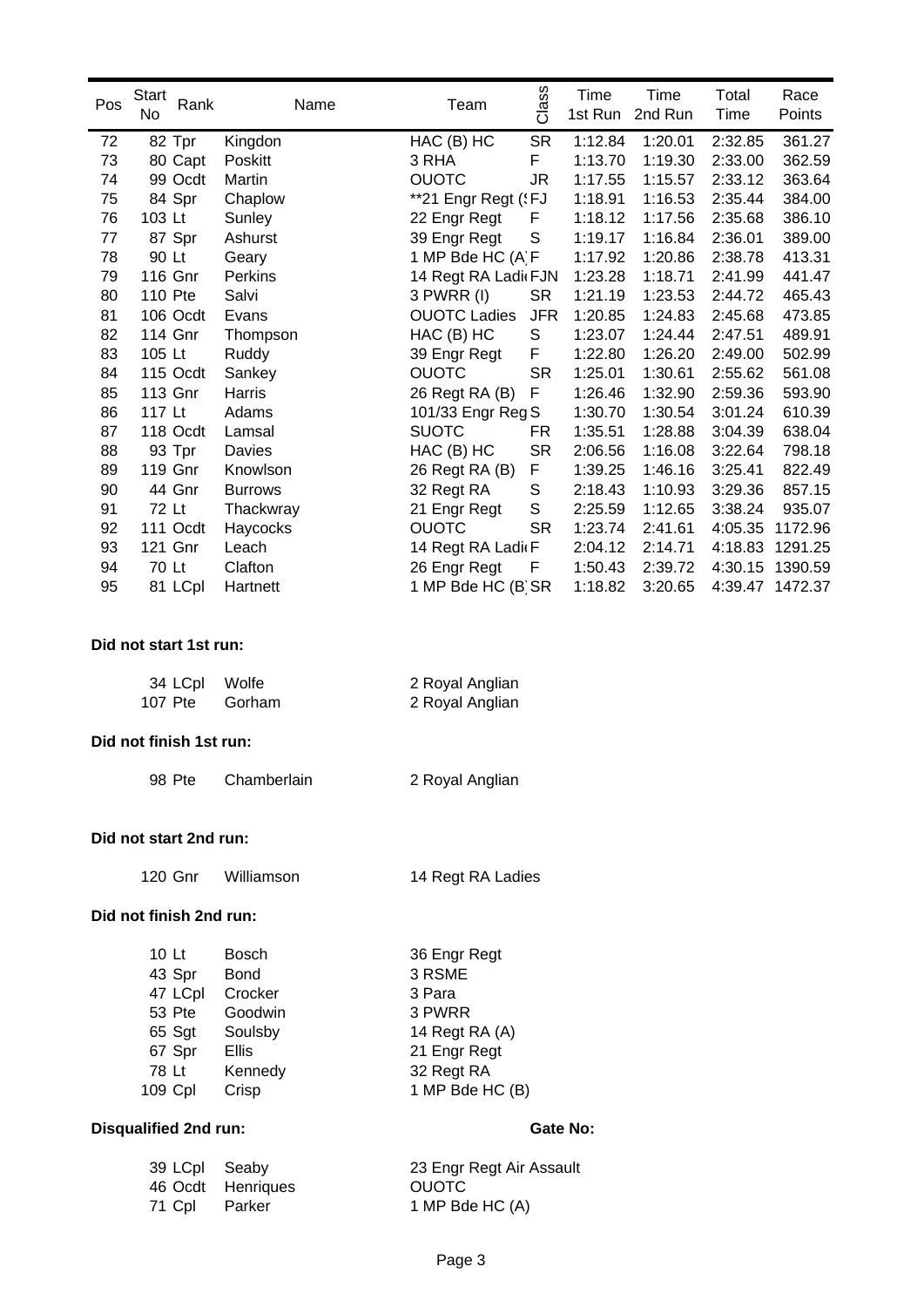| Pos | Start No | Rank | Name | Team | Class | Time 1st Run | Time 2nd Run | Total Time | Race Points |
|---|---|---|---|---|---|---|---|---|---|
| 72 | 82 | Tpr | Kingdon | HAC (B) HC | SR | 1:12.84 | 1:20.01 | 2:32.85 | 361.27 |
| 73 | 80 | Capt | Poskitt | 3 RHA | F | 1:13.70 | 1:19.30 | 2:33.00 | 362.59 |
| 74 | 99 | Ocdt | Martin | OUOTC | JR | 1:17.55 | 1:15.57 | 2:33.12 | 363.64 |
| 75 | 84 | Spr | Chaplow | **21 Engr Regt (S | FJ | 1:18.91 | 1:16.53 | 2:35.44 | 384.00 |
| 76 | 103 | Lt | Sunley | 22 Engr Regt | F | 1:18.12 | 1:17.56 | 2:35.68 | 386.10 |
| 77 | 87 | Spr | Ashurst | 39 Engr Regt | S | 1:19.17 | 1:16.84 | 2:36.01 | 389.00 |
| 78 | 90 | Lt | Geary | 1 MP Bde HC (A) | F | 1:17.92 | 1:20.86 | 2:38.78 | 413.31 |
| 79 | 116 | Gnr | Perkins | 14 Regt RA Ladie | FJN | 1:23.28 | 1:18.71 | 2:41.99 | 441.47 |
| 80 | 110 | Pte | Salvi | 3 PWRR (I) | SR | 1:21.19 | 1:23.53 | 2:44.72 | 465.43 |
| 81 | 106 | Ocdt | Evans | OUOTC Ladies | JFR | 1:20.85 | 1:24.83 | 2:45.68 | 473.85 |
| 82 | 114 | Gnr | Thompson | HAC (B) HC | S | 1:23.07 | 1:24.44 | 2:47.51 | 489.91 |
| 83 | 105 | Lt | Ruddy | 39 Engr Regt | F | 1:22.80 | 1:26.20 | 2:49.00 | 502.99 |
| 84 | 115 | Ocdt | Sankey | OUOTC | SR | 1:25.01 | 1:30.61 | 2:55.62 | 561.08 |
| 85 | 113 | Gnr | Harris | 26 Regt RA (B) | F | 1:26.46 | 1:32.90 | 2:59.36 | 593.90 |
| 86 | 117 | Lt | Adams | 101/33 Engr Reg | S | 1:30.70 | 1:30.54 | 3:01.24 | 610.39 |
| 87 | 118 | Ocdt | Lamsal | SUOTC | FR | 1:35.51 | 1:28.88 | 3:04.39 | 638.04 |
| 88 | 93 | Tpr | Davies | HAC (B) HC | SR | 2:06.56 | 1:16.08 | 3:22.64 | 798.18 |
| 89 | 119 | Gnr | Knowlson | 26 Regt RA (B) | F | 1:39.25 | 1:46.16 | 3:25.41 | 822.49 |
| 90 | 44 | Gnr | Burrows | 32 Regt RA | S | 2:18.43 | 1:10.93 | 3:29.36 | 857.15 |
| 91 | 72 | Lt | Thackwray | 21 Engr Regt | S | 2:25.59 | 1:12.65 | 3:38.24 | 935.07 |
| 92 | 111 | Ocdt | Haycocks | OUOTC | SR | 1:23.74 | 2:41.61 | 4:05.35 | 1172.96 |
| 93 | 121 | Gnr | Leach | 14 Regt RA Ladie | F | 2:04.12 | 2:14.71 | 4:18.83 | 1291.25 |
| 94 | 70 | Lt | Clafton | 26 Engr Regt | F | 1:50.43 | 2:39.72 | 4:30.15 | 1390.59 |
| 95 | 81 | LCpl | Hartnett | 1 MP Bde HC (B) | SR | 1:18.82 | 3:20.65 | 4:39.47 | 1472.37 |

**Did not start 1st run:**

| Start No | Rank | Name | Team |
|---|---|---|---|
| 34 | LCpl | Wolfe | 2 Royal Anglian |
| 107 | Pte | Gorham | 2 Royal Anglian |

**Did not finish 1st run:**

| Start No | Rank | Name | Team |
|---|---|---|---|
| 98 | Pte | Chamberlain | 2 Royal Anglian |

**Did not start 2nd run:**

| Start No | Rank | Name | Team |
|---|---|---|---|
| 120 | Gnr | Williamson | 14 Regt RA Ladies |

**Did not finish 2nd run:**

| Start No | Rank | Name | Team |
|---|---|---|---|
| 10 | Lt | Bosch | 36 Engr Regt |
| 43 | Spr | Bond | 3 RSME |
| 47 | LCpl | Crocker | 3 Para |
| 53 | Pte | Goodwin | 3 PWRR |
| 65 | Sgt | Soulsby | 14 Regt RA (A) |
| 67 | Spr | Ellis | 21 Engr Regt |
| 78 | Lt | Kennedy | 32 Regt RA |
| 109 | Cpl | Crisp | 1 MP Bde HC (B) |

**Disqualified 2nd run:**

| Start No | Rank | Name | Team | Gate No: |
|---|---|---|---|---|
| 39 | LCpl | Seaby | 23 Engr Regt Air Assault | |
| 46 | Ocdt | Henriques | OUOTC | |
| 71 | Cpl | Parker | 1 MP Bde HC (A) | |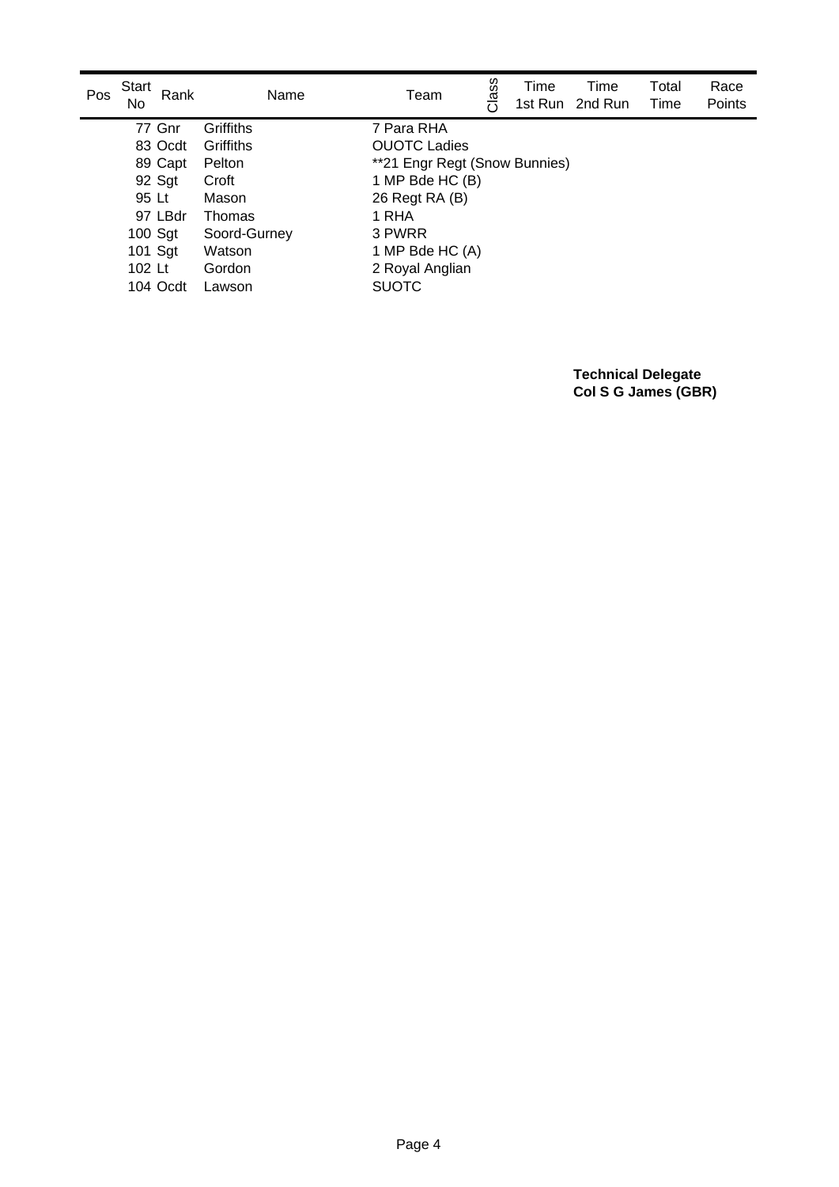| Pos | Start No | Rank | Name | Team | Class | Time 1st Run | Time 2nd Run | Total Time | Race Points |
|---|---|---|---|---|---|---|---|---|---|
| | 77 | Gnr | Griffiths | 7 Para RHA | | | | | |
| | 83 | Ocdt | Griffiths | OUOTC Ladies | | | | | |
| | 89 | Capt | Pelton | **21 Engr Regt (Snow Bunnies) | | | | | |
| | 92 | Sgt | Croft | 1 MP Bde HC (B) | | | | | |
| | 95 | Lt | Mason | 26 Regt RA (B) | | | | | |
| | 97 | LBdr | Thomas | 1 RHA | | | | | |
| | 100 | Sgt | Soord-Gurney | 3 PWRR | | | | | |
| | 101 | Sgt | Watson | 1 MP Bde HC (A) | | | | | |
| | 102 | Lt | Gordon | 2 Royal Anglian | | | | | |
| | 104 | Ocdt | Lawson | SUOTC | | | | | |

**Technical Delegate**
**Col S G James (GBR)**